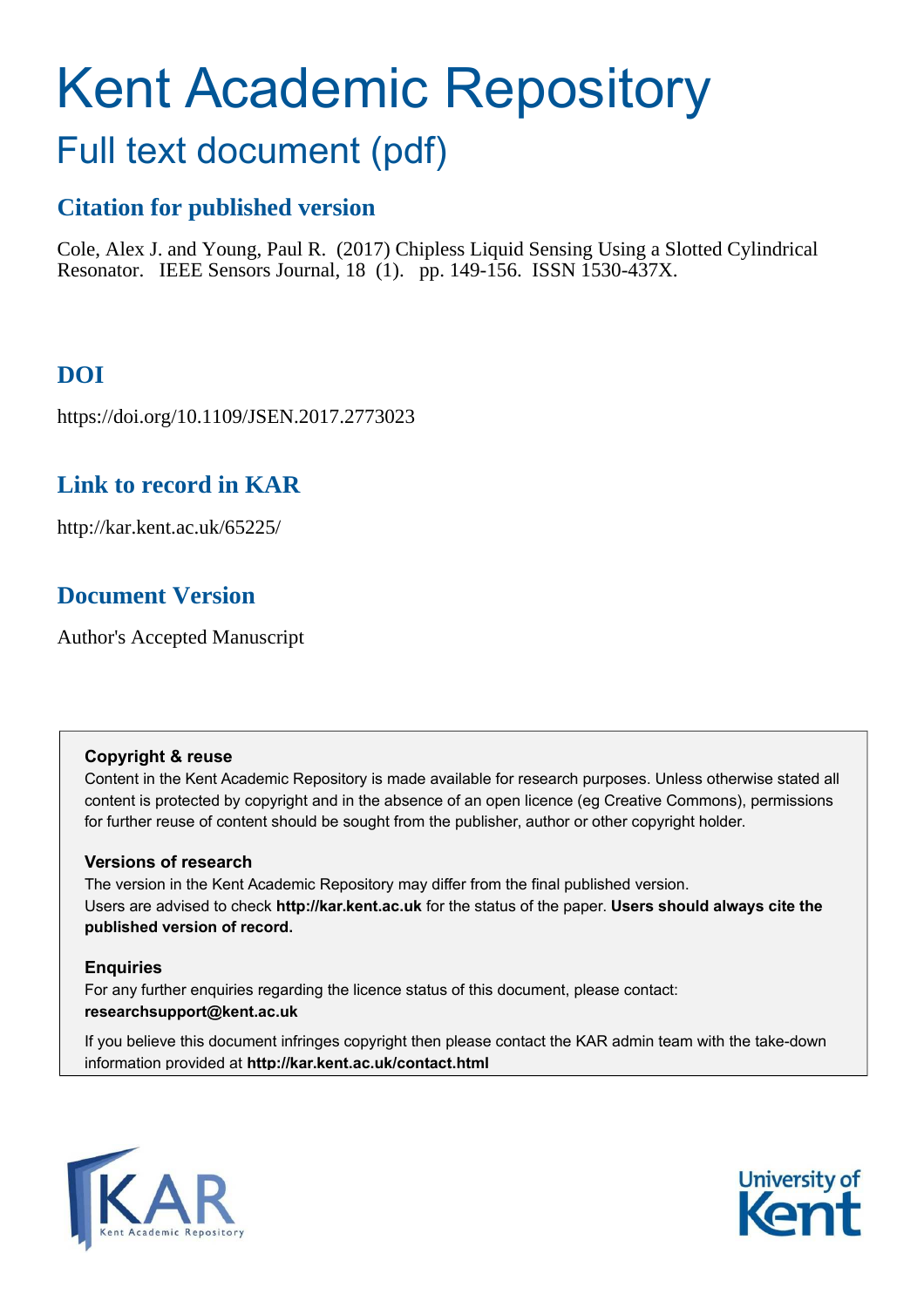# Kent Academic Repository

## Full text document (pdf)

### Citation for published version

Cole, Alex J. and Young, Paul R. (2017) Chipless Liquid Sensing Using a Slotted Cylindrical Resonator. IEEE Sensors Journal, 18 (1). pp. 149-156. ISSN 1530-437X.

### DOI

https://doi.org/10.1109/JSEN.2017.2773023

### Link to record in KAR

http://kar.kent.ac.uk/65225/

### Document Version

Author's Accepted Manuscript

**Copyright & reuse**

Content in the Kent Academic Repository is made available for research purposes. Unless otherwise stated all content is protected by copyright and in the absence of an open licence (eg Creative Commons), permissions for further reuse of content should be sought from the publisher, author or other copyright holder.

**Versions of research**

The version in the Kent Academic Repository may differ from the final published version. Users are advised to check **http://kar.kent.ac.uk** for the status of the paper. **Users should always cite the published version of record.**

**Enquiries**

For any further enquiries regarding the licence status of this document, please contact: **researchsupport@kent.ac.uk**

If you believe this document infringes copyright then please contact the KAR admin team with the take-down information provided at **http://kar.kent.ac.uk/contact.html**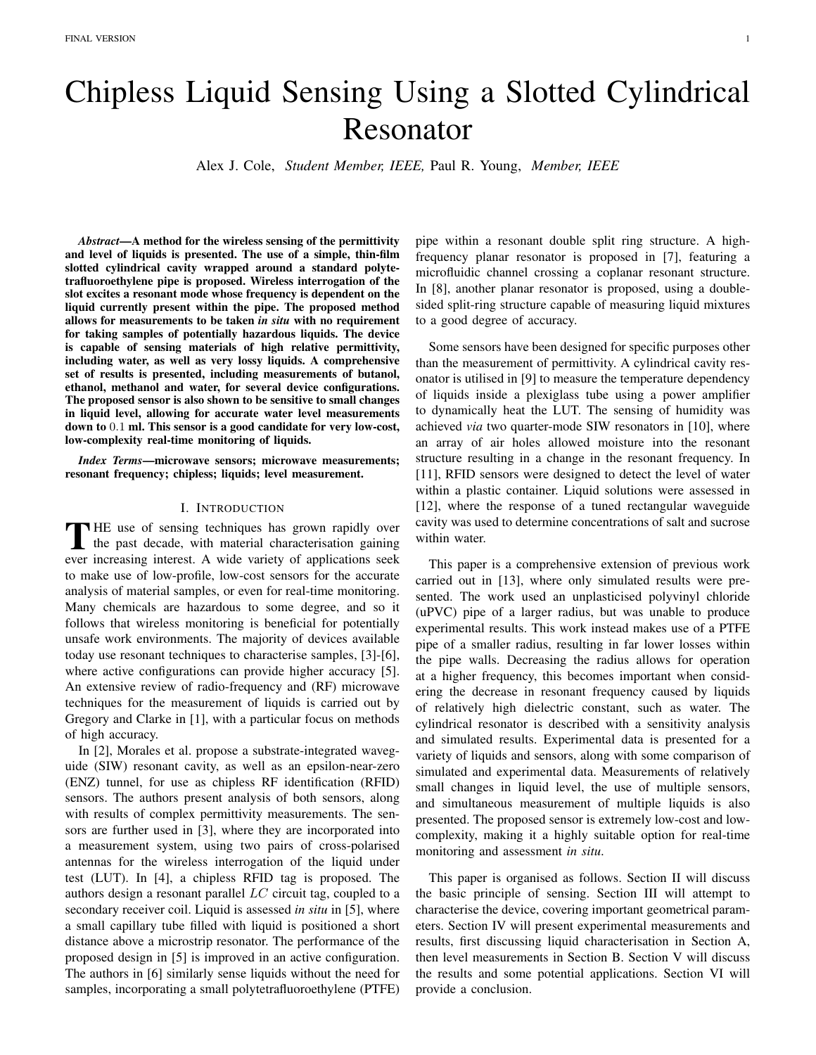# Chipless Liquid Sensing Using a Slotted Cylindrical Resonator

Alex J. Cole, *Student Member, IEEE,* Paul R. Young, *Member, IEEE*

***Abstract*—A method for the wireless sensing of the permittivity and level of liquids is presented. The use of a simple, thin-film slotted cylindrical cavity wrapped around a standard polytetrafluoroethylene pipe is proposed. Wireless interrogation of the slot excites a resonant mode whose frequency is dependent on the liquid currently present within the pipe. The proposed method allows for measurements to be taken *in situ* with no requirement for taking samples of potentially hazardous liquids. The device is capable of sensing materials of high relative permittivity, including water, as well as very lossy liquids. A comprehensive set of results is presented, including measurements of butanol, ethanol, methanol and water, for several device configurations. The proposed sensor is also shown to be sensitive to small changes in liquid level, allowing for accurate water level measurements down to $0.1$ ml. This sensor is a good candidate for very low-cost, low-complexity real-time monitoring of liquids.**

***Index Terms*—microwave sensors; microwave measurements; resonant frequency; chipless; liquids; level measurement.**

## I. Introduction

The use of sensing techniques has grown rapidly over the past decade, with material characterisation gaining ever increasing interest. A wide variety of applications seek to make use of low-profile, low-cost sensors for the accurate analysis of material samples, or even for real-time monitoring. Many chemicals are hazardous to some degree, and so it follows that wireless monitoring is beneficial for potentially unsafe work environments. The majority of devices available today use resonant techniques to characterise samples, [3]-[6], where active configurations can provide higher accuracy [5]. An extensive review of radio-frequency and (RF) microwave techniques for the measurement of liquids is carried out by Gregory and Clarke in [1], with a particular focus on methods of high accuracy.

In [2], Morales et al. propose a substrate-integrated waveguide (SIW) resonant cavity, as well as an epsilon-near-zero (ENZ) tunnel, for use as chipless RF identification (RFID) sensors. The authors present analysis of both sensors, along with results of complex permittivity measurements. The sensors are further used in [3], where they are incorporated into a measurement system, using two pairs of cross-polarised antennas for the wireless interrogation of the liquid under test (LUT). In [4], a chipless RFID tag is proposed. The authors design a resonant parallel $LC$ circuit tag, coupled to a secondary receiver coil. Liquid is assessed *in situ* in [5], where a small capillary tube filled with liquid is positioned a short distance above a microstrip resonator. The performance of the proposed design in [5] is improved in an active configuration. The authors in [6] similarly sense liquids without the need for samples, incorporating a small polytetrafluoroethylene (PTFE) pipe within a resonant double split ring structure. A high-frequency planar resonator is proposed in [7], featuring a microfluidic channel crossing a coplanar resonant structure. In [8], another planar resonator is proposed, using a double-sided split-ring structure capable of measuring liquid mixtures to a good degree of accuracy.

Some sensors have been designed for specific purposes other than the measurement of permittivity. A cylindrical cavity resonator is utilised in [9] to measure the temperature dependency of liquids inside a plexiglass tube using a power amplifier to dynamically heat the LUT. The sensing of humidity was achieved *via* two quarter-mode SIW resonators in [10], where an array of air holes allowed moisture into the resonant structure resulting in a change in the resonant frequency. In [11], RFID sensors were designed to detect the level of water within a plastic container. Liquid solutions were assessed in [12], where the response of a tuned rectangular waveguide cavity was used to determine concentrations of salt and sucrose within water.

This paper is a comprehensive extension of previous work carried out in [13], where only simulated results were presented. The work used an unplasticised polyvinyl chloride (uPVC) pipe of a larger radius, but was unable to produce experimental results. This work instead makes use of a PTFE pipe of a smaller radius, resulting in far lower losses within the pipe walls. Decreasing the radius allows for operation at a higher frequency, this becomes important when considering the decrease in resonant frequency caused by liquids of relatively high dielectric constant, such as water. The cylindrical resonator is described with a sensitivity analysis and simulated results. Experimental data is presented for a variety of liquids and sensors, along with some comparison of simulated and experimental data. Measurements of relatively small changes in liquid level, the use of multiple sensors, and simultaneous measurement of multiple liquids is also presented. The proposed sensor is extremely low-cost and low-complexity, making it a highly suitable option for real-time monitoring and assessment *in situ*.

This paper is organised as follows. Section II will discuss the basic principle of sensing. Section III will attempt to characterise the device, covering important geometrical parameters. Section IV will present experimental measurements and results, first discussing liquid characterisation in Section A, then level measurements in Section B. Section V will discuss the results and some potential applications. Section VI will provide a conclusion.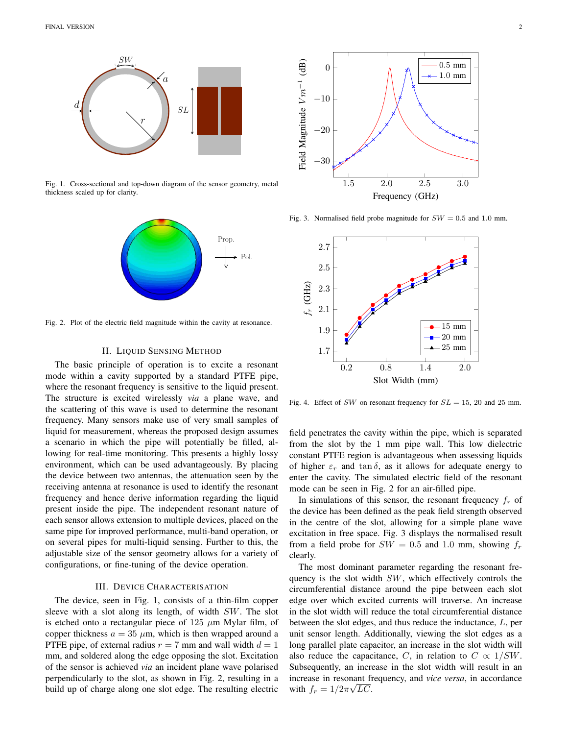Fig. 1. Cross-sectional and top-down diagram of the sensor geometry, metal thickness scaled up for clarity.

Fig. 2. Plot of the electric field magnitude within the cavity at resonance.

Fig. 3. Normalised field probe magnitude for $SW = 0.5$ and 1.0 mm.

Fig. 4. Effect of $SW$ on resonant frequency for $SL = 15$, 20 and 25 mm.

## II. Liquid Sensing Method

The basic principle of operation is to excite a resonant mode within a cavity supported by a standard PTFE pipe, where the resonant frequency is sensitive to the liquid present. The structure is excited wirelessly *via* a plane wave, and the scattering of this wave is used to determine the resonant frequency. Many sensors make use of very small samples of liquid for measurement, whereas the proposed design assumes a scenario in which the pipe will potentially be filled, allowing for real-time monitoring. This presents a highly lossy environment, which can be used advantageously. By placing the device between two antennas, the attenuation seen by the receiving antenna at resonance is used to identify the resonant frequency and hence derive information regarding the liquid present inside the pipe. The independent resonant nature of each sensor allows extension to multiple devices, placed on the same pipe for improved performance, multi-band operation, or on several pipes for multi-liquid sensing. Further to this, the adjustable size of the sensor geometry allows for a variety of configurations, or fine-tuning of the device operation.

## III. Device Characterisation

The device, seen in Fig. 1, consists of a thin-film copper sleeve with a slot along its length, of width $SW$. The slot is etched onto a rectangular piece of 125 $\mu$m Mylar film, of copper thickness $a = 35$ $\mu$m, which is then wrapped around a PTFE pipe, of external radius $r = 7$ mm and wall width $d = 1$ mm, and soldered along the edge opposing the slot. Excitation of the sensor is achieved *via* an incident plane wave polarised perpendicularly to the slot, as shown in Fig. 2, resulting in a build up of charge along one slot edge. The resulting electric field penetrates the cavity within the pipe, which is separated from the slot by the 1 mm pipe wall. This low dielectric constant PTFE region is advantageous when assessing liquids of higher $\varepsilon_r$ and $\tan\delta$, as it allows for adequate energy to enter the cavity. The simulated electric field of the resonant mode can be seen in Fig. 2 for an air-filled pipe.

In simulations of this sensor, the resonant frequency $f_r$ of the device has been defined as the peak field strength observed in the centre of the slot, allowing for a simple plane wave excitation in free space. Fig. 3 displays the normalised result from a field probe for $SW = 0.5$ and 1.0 mm, showing $f_r$ clearly.

The most dominant parameter regarding the resonant frequency is the slot width $SW$, which effectively controls the circumferential distance around the pipe between each slot edge over which excited currents will traverse. An increase in the slot width will reduce the total circumferential distance between the slot edges, and thus reduce the inductance, $L$, per unit sensor length. Additionally, viewing the slot edges as a long parallel plate capacitor, an increase in the slot width will also reduce the capacitance, $C$, in relation to $C \propto 1/SW$. Subsequently, an increase in the slot width will result in an increase in resonant frequency, and *vice versa*, in accordance with $f_r = 1/2\pi\sqrt{LC}$.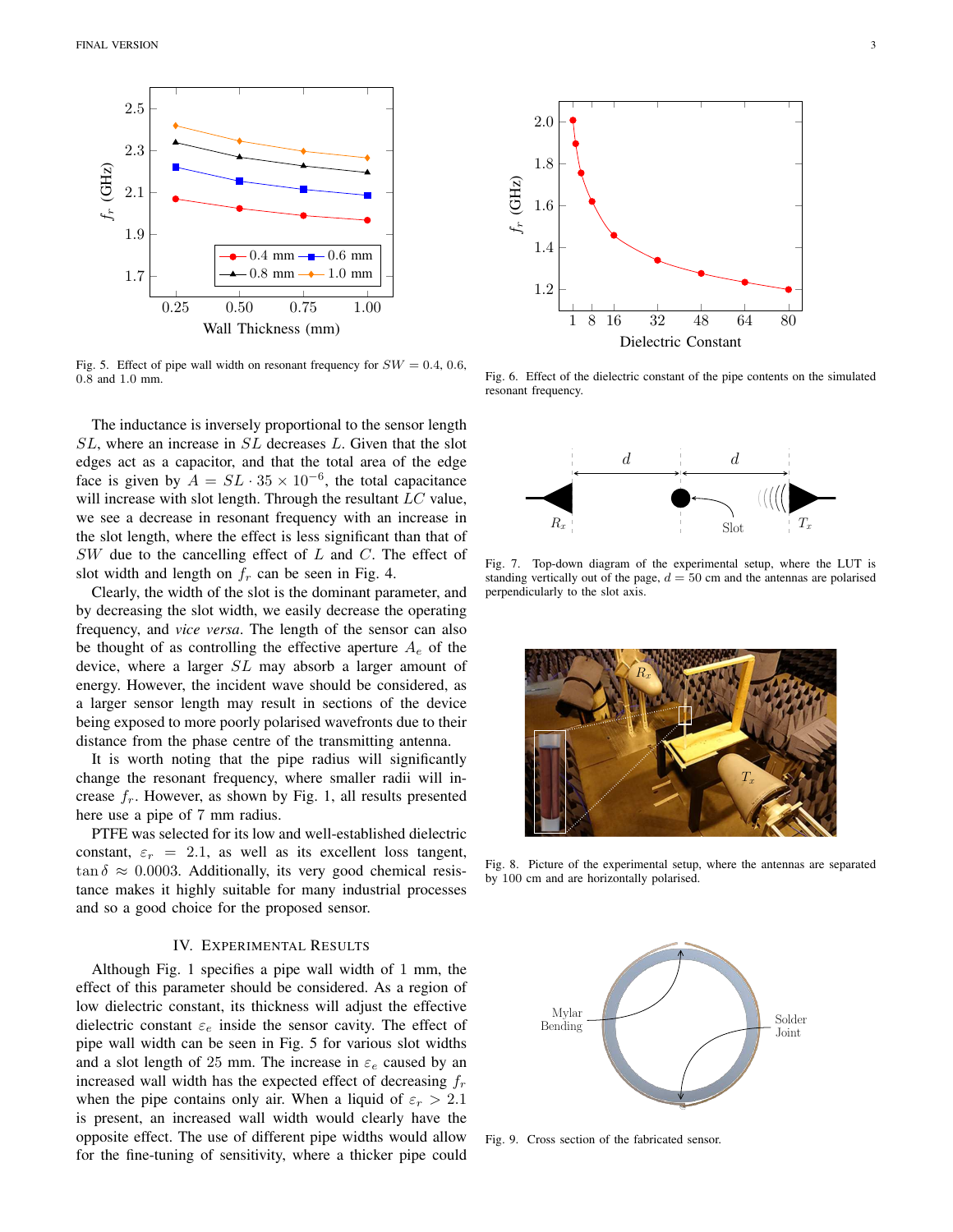Fig. 5. Effect of pipe wall width on resonant frequency for $SW = 0.4$, 0.6, 0.8 and 1.0 mm.

The inductance is inversely proportional to the sensor length $SL$, where an increase in $SL$ decreases $L$. Given that the slot edges act as a capacitor, and that the total area of the edge face is given by $A = SL \cdot 35 \times 10^{-6}$, the total capacitance will increase with slot length. Through the resultant $LC$ value, we see a decrease in resonant frequency with an increase in the slot length, where the effect is less significant than that of $SW$ due to the cancelling effect of $L$ and $C$. The effect of slot width and length on $f_r$ can be seen in Fig. 4.

Clearly, the width of the slot is the dominant parameter, and by decreasing the slot width, we easily decrease the operating frequency, and *vice versa*. The length of the sensor can also be thought of as controlling the effective aperture $A_e$ of the device, where a larger $SL$ may absorb a larger amount of energy. However, the incident wave should be considered, as a larger sensor length may result in sections of the device being exposed to more poorly polarised wavefronts due to their distance from the phase centre of the transmitting antenna.

It is worth noting that the pipe radius will significantly change the resonant frequency, where smaller radii will increase $f_r$. However, as shown by Fig. 1, all results presented here use a pipe of 7 mm radius.

PTFE was selected for its low and well-established dielectric constant, $\varepsilon_r = 2.1$, as well as its excellent loss tangent, $\tan\delta \approx 0.0003$. Additionally, its very good chemical resistance makes it highly suitable for many industrial processes and so a good choice for the proposed sensor.

## IV. Experimental Results

Although Fig. 1 specifies a pipe wall width of 1 mm, the effect of this parameter should be considered. As a region of low dielectric constant, its thickness will adjust the effective dielectric constant $\varepsilon_e$ inside the sensor cavity. The effect of pipe wall width can be seen in Fig. 5 for various slot widths and a slot length of 25 mm. The increase in $\varepsilon_e$ caused by an increased wall width has the expected effect of decreasing $f_r$ when the pipe contains only air. When a liquid of $\varepsilon_r > 2.1$ is present, an increased wall width would clearly have the opposite effect. The use of different pipe widths would allow for the fine-tuning of sensitivity, where a thicker pipe could

Fig. 6. Effect of the dielectric constant of the pipe contents on the simulated resonant frequency.

Fig. 7. Top-down diagram of the experimental setup, where the LUT is standing vertically out of the page, $d = 50$ cm and the antennas are polarised perpendicularly to the slot axis.

Fig. 8. Picture of the experimental setup, where the antennas are separated by 100 cm and are horizontally polarised.

Fig. 9. Cross section of the fabricated sensor.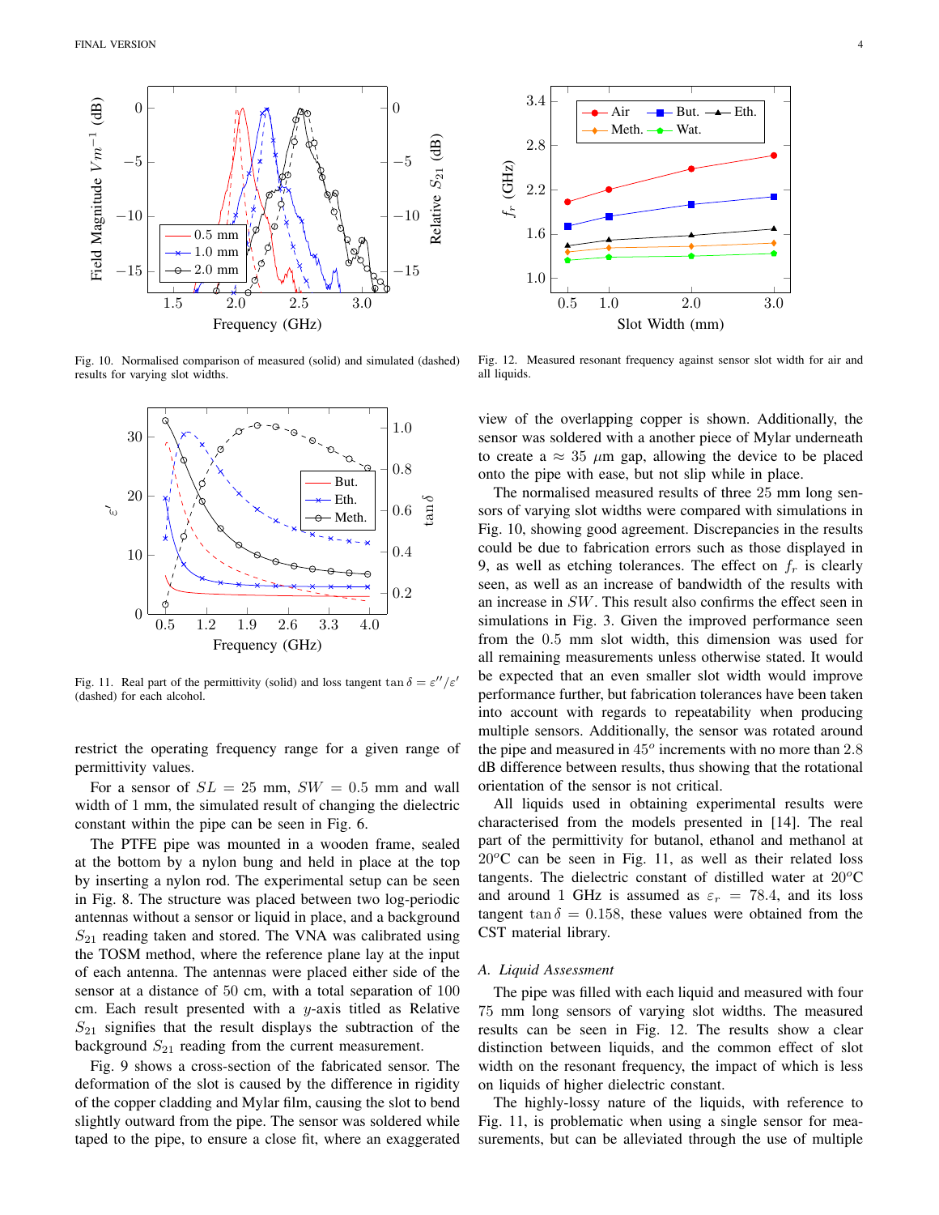Fig. 10. Normalised comparison of measured (solid) and simulated (dashed) results for varying slot widths.

Fig. 11. Real part of the permittivity (solid) and loss tangent $\tan\delta = \varepsilon''/\varepsilon'$ (dashed) for each alcohol.

restrict the operating frequency range for a given range of permittivity values.

For a sensor of $SL = 25$ mm, $SW = 0.5$ mm and wall width of 1 mm, the simulated result of changing the dielectric constant within the pipe can be seen in Fig. 6.

The PTFE pipe was mounted in a wooden frame, sealed at the bottom by a nylon bung and held in place at the top by inserting a nylon rod. The experimental setup can be seen in Fig. 8. The structure was placed between two log-periodic antennas without a sensor or liquid in place, and a background $S_{21}$ reading taken and stored. The VNA was calibrated using the TOSM method, where the reference plane lay at the input of each antenna. The antennas were placed either side of the sensor at a distance of 50 cm, with a total separation of 100 cm. Each result presented with a $y$-axis titled as Relative $S_{21}$ signifies that the result displays the subtraction of the background $S_{21}$ reading from the current measurement.

Fig. 9 shows a cross-section of the fabricated sensor. The deformation of the slot is caused by the difference in rigidity of the copper cladding and Mylar film, causing the slot to bend slightly outward from the pipe. The sensor was soldered while taped to the pipe, to ensure a close fit, where an exaggerated view of the overlapping copper is shown. Additionally, the sensor was soldered with a another piece of Mylar underneath to create a $\approx 35$ $\mu$m gap, allowing the device to be placed onto the pipe with ease, but not slip while in place.

Fig. 12. Measured resonant frequency against sensor slot width for air and all liquids.

The normalised measured results of three 25 mm long sensors of varying slot widths were compared with simulations in Fig. 10, showing good agreement. Discrepancies in the results could be due to fabrication errors such as those displayed in 9, as well as etching tolerances. The effect on $f_r$ is clearly seen, as well as an increase of bandwidth of the results with an increase in $SW$. This result also confirms the effect seen in simulations in Fig. 3. Given the improved performance seen from the 0.5 mm slot width, this dimension was used for all remaining measurements unless otherwise stated. It would be expected that an even smaller slot width would improve performance further, but fabrication tolerances have been taken into account with regards to repeatability when producing multiple sensors. Additionally, the sensor was rotated around the pipe and measured in $45^o$ increments with no more than 2.8 dB difference between results, thus showing that the rotational orientation of the sensor is not critical.

All liquids used in obtaining experimental results were characterised from the models presented in [14]. The real part of the permittivity for butanol, ethanol and methanol at $20^o$C can be seen in Fig. 11, as well as their related loss tangents. The dielectric constant of distilled water at $20^o$C and around 1 GHz is assumed as $\varepsilon_r = 78.4$, and its loss tangent $\tan\delta = 0.158$, these values were obtained from the CST material library.

### A. Liquid Assessment

The pipe was filled with each liquid and measured with four 75 mm long sensors of varying slot widths. The measured results can be seen in Fig. 12. The results show a clear distinction between liquids, and the common effect of slot width on the resonant frequency, the impact of which is less on liquids of higher dielectric constant.

The highly-lossy nature of the liquids, with reference to Fig. 11, is problematic when using a single sensor for measurements, but can be alleviated through the use of multiple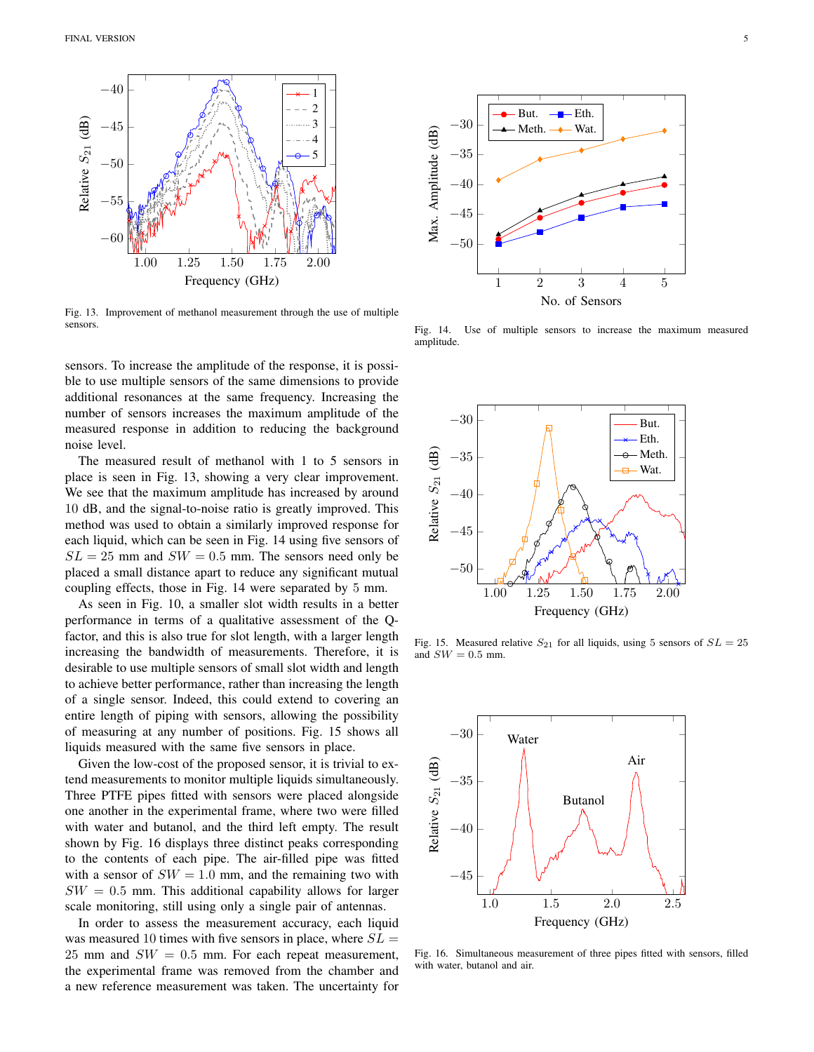Fig. 13. Improvement of methanol measurement through the use of multiple sensors.

Fig. 14. Use of multiple sensors to increase the maximum measured amplitude.

Fig. 15. Measured relative $S_{21}$ for all liquids, using 5 sensors of $SL = 25$ and $SW = 0.5$ mm.

Fig. 16. Simultaneous measurement of three pipes fitted with sensors, filled with water, butanol and air.

sensors. To increase the amplitude of the response, it is possible to use multiple sensors of the same dimensions to provide additional resonances at the same frequency. Increasing the number of sensors increases the maximum amplitude of the measured response in addition to reducing the background noise level.

The measured result of methanol with 1 to 5 sensors in place is seen in Fig. 13, showing a very clear improvement. We see that the maximum amplitude has increased by around 10 dB, and the signal-to-noise ratio is greatly improved. This method was used to obtain a similarly improved response for each liquid, which can be seen in Fig. 14 using five sensors of $SL = 25$ mm and $SW = 0.5$ mm. The sensors need only be placed a small distance apart to reduce any significant mutual coupling effects, those in Fig. 14 were separated by 5 mm.

As seen in Fig. 10, a smaller slot width results in a better performance in terms of a qualitative assessment of the Q-factor, and this is also true for slot length, with a larger length increasing the bandwidth of measurements. Therefore, it is desirable to use multiple sensors of small slot width and length to achieve better performance, rather than increasing the length of a single sensor. Indeed, this could extend to covering an entire length of piping with sensors, allowing the possibility of measuring at any number of positions. Fig. 15 shows all liquids measured with the same five sensors in place.

Given the low-cost of the proposed sensor, it is trivial to extend measurements to monitor multiple liquids simultaneously. Three PTFE pipes fitted with sensors were placed alongside one another in the experimental frame, where two were filled with water and butanol, and the third left empty. The result shown by Fig. 16 displays three distinct peaks corresponding to the contents of each pipe. The air-filled pipe was fitted with a sensor of $SW = 1.0$ mm, and the remaining two with $SW = 0.5$ mm. This additional capability allows for larger scale monitoring, still using only a single pair of antennas.

In order to assess the measurement accuracy, each liquid was measured 10 times with five sensors in place, where $SL = 25$ mm and $SW = 0.5$ mm. For each repeat measurement, the experimental frame was removed from the chamber and a new reference measurement was taken. The uncertainty for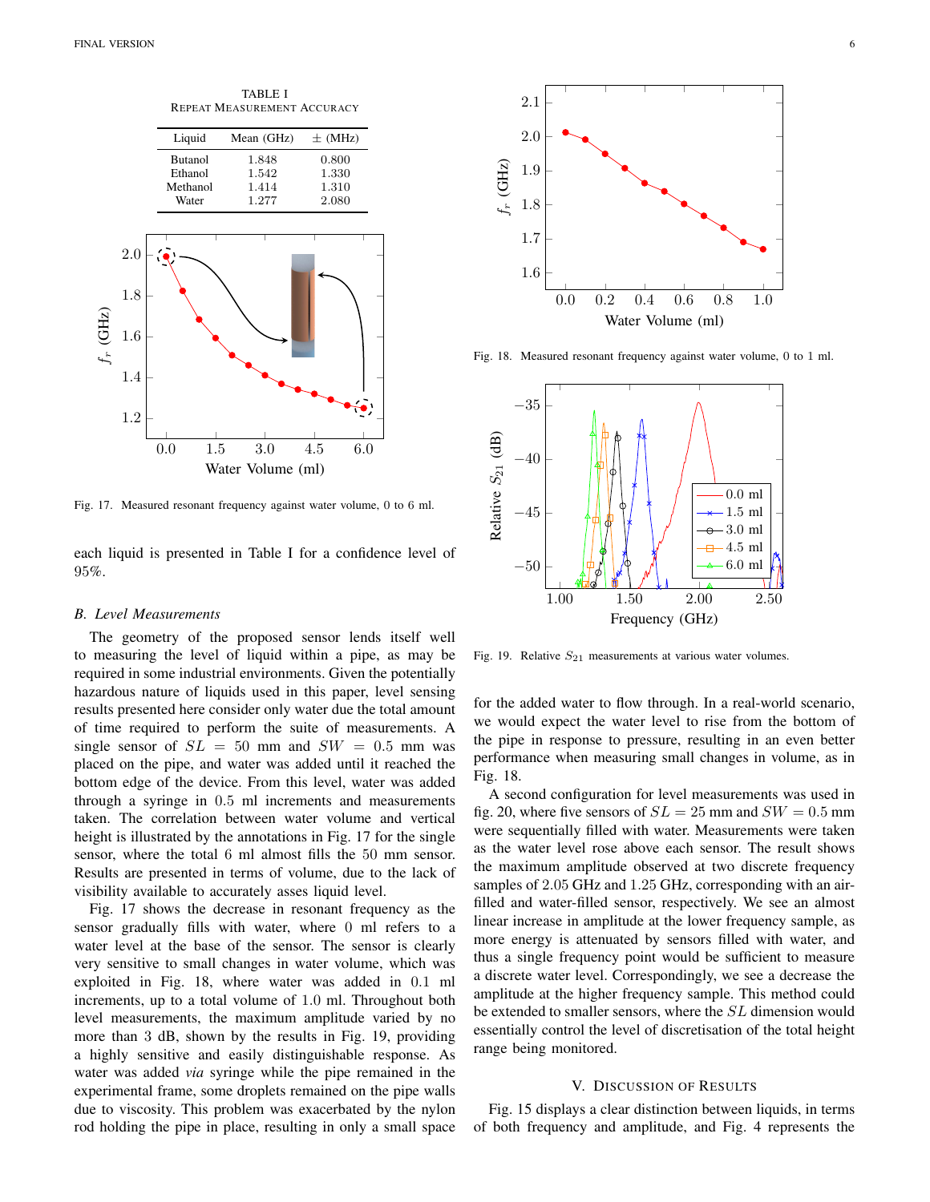TABLE I
REPEAT MEASUREMENT ACCURACY

| Liquid | Mean (GHz) | ± (MHz) |
|---|---|---|
| Butanol | 1.848 | 0.800 |
| Ethanol | 1.542 | 1.330 |
| Methanol | 1.414 | 1.310 |
| Water | 1.277 | 2.080 |

Fig. 17. Measured resonant frequency against water volume, 0 to 6 ml.

each liquid is presented in Table I for a confidence level of 95%.

### B. Level Measurements

The geometry of the proposed sensor lends itself well to measuring the level of liquid within a pipe, as may be required in some industrial environments. Given the potentially hazardous nature of liquids used in this paper, level sensing results presented here consider only water due the total amount of time required to perform the suite of measurements. A single sensor of $SL = 50$ mm and $SW = 0.5$ mm was placed on the pipe, and water was added until it reached the bottom edge of the device. From this level, water was added through a syringe in 0.5 ml increments and measurements taken. The correlation between water volume and vertical height is illustrated by the annotations in Fig. 17 for the single sensor, where the total 6 ml almost fills the 50 mm sensor. Results are presented in terms of volume, due to the lack of visibility available to accurately asses liquid level.

Fig. 17 shows the decrease in resonant frequency as the sensor gradually fills with water, where 0 ml refers to a water level at the base of the sensor. The sensor is clearly very sensitive to small changes in water volume, which was exploited in Fig. 18, where water was added in 0.1 ml increments, up to a total volume of 1.0 ml. Throughout both level measurements, the maximum amplitude varied by no more than 3 dB, shown by the results in Fig. 19, providing a highly sensitive and easily distinguishable response. As water was added *via* syringe while the pipe remained in the experimental frame, some droplets remained on the pipe walls due to viscosity. This problem was exacerbated by the nylon rod holding the pipe in place, resulting in only a small space for the added water to flow through. In a real-world scenario, we would expect the water level to rise from the bottom of the pipe in response to pressure, resulting in an even better performance when measuring small changes in volume, as in Fig. 18.

Fig. 18. Measured resonant frequency against water volume, 0 to 1 ml.

Fig. 19. Relative $S_{21}$ measurements at various water volumes.

A second configuration for level measurements was used in fig. 20, where five sensors of $SL = 25$ mm and $SW = 0.5$ mm were sequentially filled with water. Measurements were taken as the water level rose above each sensor. The result shows the maximum amplitude observed at two discrete frequency samples of 2.05 GHz and 1.25 GHz, corresponding with an air-filled and water-filled sensor, respectively. We see an almost linear increase in amplitude at the lower frequency sample, as more energy is attenuated by sensors filled with water, and thus a single frequency point would be sufficient to measure a discrete water level. Correspondingly, we see a decrease the amplitude at the higher frequency sample. This method could be extended to smaller sensors, where the $SL$ dimension would essentially control the level of discretisation of the total height range being monitored.

## V. DISCUSSION OF RESULTS

Fig. 15 displays a clear distinction between liquids, in terms of both frequency and amplitude, and Fig. 4 represents the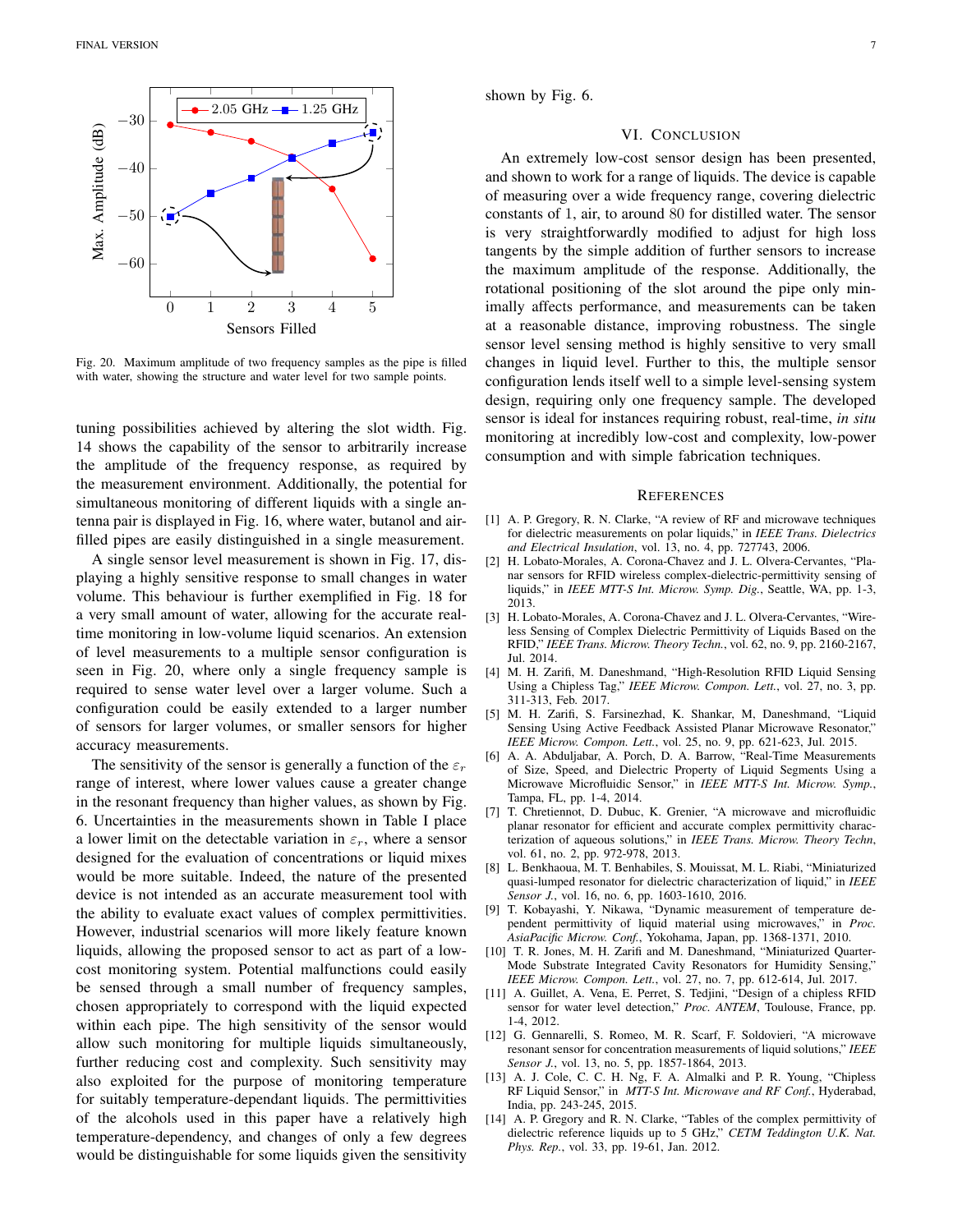Fig. 20. Maximum amplitude of two frequency samples as the pipe is filled with water, showing the structure and water level for two sample points.

tuning possibilities achieved by altering the slot width. Fig. 14 shows the capability of the sensor to arbitrarily increase the amplitude of the frequency response, as required by the measurement environment. Additionally, the potential for simultaneous monitoring of different liquids with a single antenna pair is displayed in Fig. 16, where water, butanol and air-filled pipes are easily distinguished in a single measurement.

A single sensor level measurement is shown in Fig. 17, displaying a highly sensitive response to small changes in water volume. This behaviour is further exemplified in Fig. 18 for a very small amount of water, allowing for the accurate real-time monitoring in low-volume liquid scenarios. An extension of level measurements to a multiple sensor configuration is seen in Fig. 20, where only a single frequency sample is required to sense water level over a larger volume. Such a configuration could be easily extended to a larger number of sensors for larger volumes, or smaller sensors for higher accuracy measurements.

The sensitivity of the sensor is generally a function of the $\varepsilon_r$ range of interest, where lower values cause a greater change in the resonant frequency than higher values, as shown by Fig. 6. Uncertainties in the measurements shown in Table I place a lower limit on the detectable variation in $\varepsilon_r$, where a sensor designed for the evaluation of concentrations or liquid mixes would be more suitable. Indeed, the nature of the presented device is not intended as an accurate measurement tool with the ability to evaluate exact values of complex permittivities. However, industrial scenarios will more likely feature known liquids, allowing the proposed sensor to act as part of a low-cost monitoring system. Potential malfunctions could easily be sensed through a small number of frequency samples, chosen appropriately to correspond with the liquid expected within each pipe. The high sensitivity of the sensor would allow such monitoring for multiple liquids simultaneously, further reducing cost and complexity. Such sensitivity may also exploited for the purpose of monitoring temperature for suitably temperature-dependant liquids. The permittivities of the alcohols used in this paper have a relatively high temperature-dependency, and changes of only a few degrees would be distinguishable for some liquids given the sensitivity shown by Fig. 6.

## VI. Conclusion

An extremely low-cost sensor design has been presented, and shown to work for a range of liquids. The device is capable of measuring over a wide frequency range, covering dielectric constants of 1, air, to around 80 for distilled water. The sensor is very straightforwardly modified to adjust for high loss tangents by the simple addition of further sensors to increase the maximum amplitude of the response. Additionally, the rotational positioning of the slot around the pipe only minimally affects performance, and measurements can be taken at a reasonable distance, improving robustness. The single sensor level sensing method is highly sensitive to very small changes in liquid level. Further to this, the multiple sensor configuration lends itself well to a simple level-sensing system design, requiring only one frequency sample. The developed sensor is ideal for instances requiring robust, real-time, *in situ* monitoring at incredibly low-cost and complexity, low-power consumption and with simple fabrication techniques.

## References

[1] A. P. Gregory, R. N. Clarke, "A review of RF and microwave techniques for dielectric measurements on polar liquids," in *IEEE Trans. Dielectrics and Electrical Insulation*, vol. 13, no. 4, pp. 727743, 2006.

[2] H. Lobato-Morales, A. Corona-Chavez and J. L. Olvera-Cervantes, "Planar sensors for RFID wireless complex-dielectric-permittivity sensing of liquids," in *IEEE MTT-S Int. Microw. Symp. Dig.*, Seattle, WA, pp. 1-3, 2013.

[3] H. Lobato-Morales, A. Corona-Chavez and J. L. Olvera-Cervantes, "Wireless Sensing of Complex Dielectric Permittivity of Liquids Based on the RFID," *IEEE Trans. Microw. Theory Techn.*, vol. 62, no. 9, pp. 2160-2167, Jul. 2014.

[4] M. H. Zarifi, M. Daneshmand, "High-Resolution RFID Liquid Sensing Using a Chipless Tag," *IEEE Microw. Compon. Lett.*, vol. 27, no. 3, pp. 311-313, Feb. 2017.

[5] M. H. Zarifi, S. Farsinezhad, K. Shankar, M, Daneshmand, "Liquid Sensing Using Active Feedback Assisted Planar Microwave Resonator," *IEEE Microw. Compon. Lett.*, vol. 25, no. 9, pp. 621-623, Jul. 2015.

[6] A. A. Abduljabar, A. Porch, D. A. Barrow, "Real-Time Measurements of Size, Speed, and Dielectric Property of Liquid Segments Using a Microwave Microfluidic Sensor," in *IEEE MTT-S Int. Microw. Symp.*, Tampa, FL, pp. 1-4, 2014.

[7] T. Chretiennot, D. Dubuc, K. Grenier, "A microwave and microfluidic planar resonator for efficient and accurate complex permittivity characterization of aqueous solutions," in *IEEE Trans. Microw. Theory Techn*, vol. 61, no. 2, pp. 972-978, 2013.

[8] L. Benkhaoua, M. T. Benhabiles, S. Mouissat, M. L. Riabi, "Miniaturized quasi-lumped resonator for dielectric characterization of liquid," in *IEEE Sensor J.*, vol. 16, no. 6, pp. 1603-1610, 2016.

[9] T. Kobayashi, Y. Nikawa, "Dynamic measurement of temperature dependent permittivity of liquid material using microwaves," in *Proc. AsiaPacific Microw. Conf.*, Yokohama, Japan, pp. 1368-1371, 2010.

[10] T. R. Jones, M. H. Zarifi and M. Daneshmand, "Miniaturized Quarter-Mode Substrate Integrated Cavity Resonators for Humidity Sensing," *IEEE Microw. Compon. Lett.*, vol. 27, no. 7, pp. 612-614, Jul. 2017.

[11] A. Guillet, A. Vena, E. Perret, S. Tedjini, "Design of a chipless RFID sensor for water level detection," *Proc. ANTEM*, Toulouse, France, pp. 1-4, 2012.

[12] G. Gennarelli, S. Romeo, M. R. Scarf, F. Soldovieri, "A microwave resonant sensor for concentration measurements of liquid solutions," *IEEE Sensor J.*, vol. 13, no. 5, pp. 1857-1864, 2013.

[13] A. J. Cole, C. C. H. Ng, F. A. Almalki and P. R. Young, "Chipless RF Liquid Sensor," in *MTT-S Int. Microwave and RF Conf.*, Hyderabad, India, pp. 243-245, 2015.

[14] A. P. Gregory and R. N. Clarke, "Tables of the complex permittivity of dielectric reference liquids up to 5 GHz," *CETM Teddington U.K. Nat. Phys. Rep.*, vol. 33, pp. 19-61, Jan. 2012.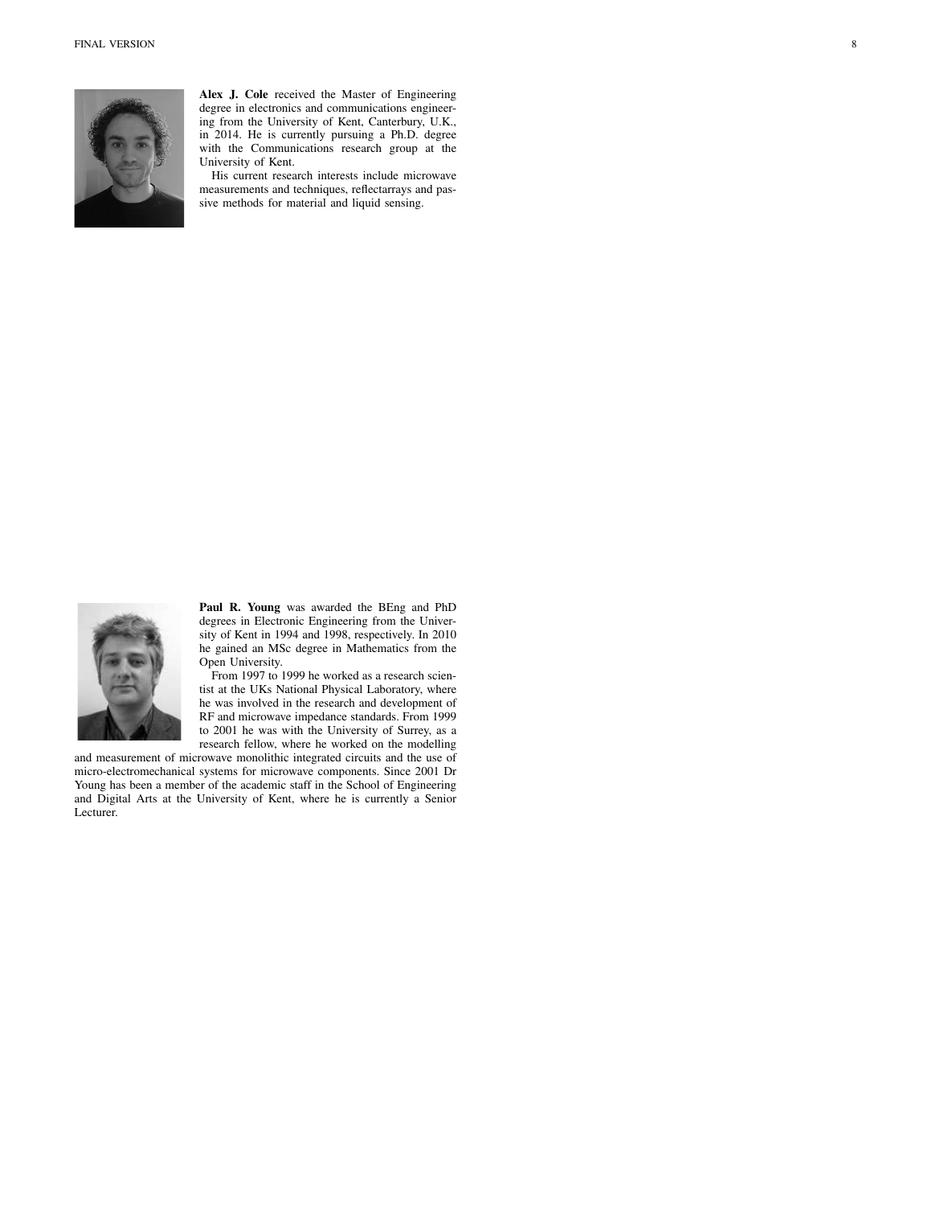**Alex J. Cole** received the Master of Engineering degree in electronics and communications engineering from the University of Kent, Canterbury, U.K., in 2014. He is currently pursuing a Ph.D. degree with the Communications research group at the University of Kent.

His current research interests include microwave measurements and techniques, reflectarrays and passive methods for material and liquid sensing.

**Paul R. Young** was awarded the BEng and PhD degrees in Electronic Engineering from the University of Kent in 1994 and 1998, respectively. In 2010 he gained an MSc degree in Mathematics from the Open University.

From 1997 to 1999 he worked as a research scientist at the UKs National Physical Laboratory, where he was involved in the research and development of RF and microwave impedance standards. From 1999 to 2001 he was with the University of Surrey, as a research fellow, where he worked on the modelling and measurement of microwave monolithic integrated circuits and the use of micro-electromechanical systems for microwave components. Since 2001 Dr Young has been a member of the academic staff in the School of Engineering and Digital Arts at the University of Kent, where he is currently a Senior Lecturer.